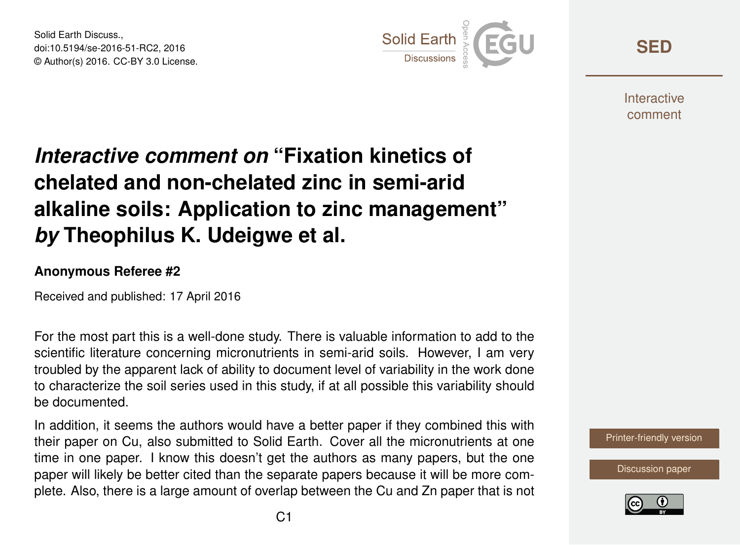# *Interactive comment on* "Fixation kinetics of chelated and non-chelated zinc in semi-arid alkaline soils: Application to zinc management" *by* Theophilus K. Udeigwe et al.

**Anonymous Referee #2**

Received and published: 17 April 2016

For the most part this is a well-done study. There is valuable information to add to the scientific literature concerning micronutrients in semi-arid soils. However, I am very troubled by the apparent lack of ability to document level of variability in the work done to characterize the soil series used in this study, if at all possible this variability should be documented.

In addition, it seems the authors would have a better paper if they combined this with their paper on Cu, also submitted to Solid Earth. Cover all the micronutrients at one time in one paper. I know this doesn't get the authors as many papers, but the one paper will likely be better cited than the separate papers because it will be more complete. Also, there is a large amount of overlap between the Cu and Zn paper that is not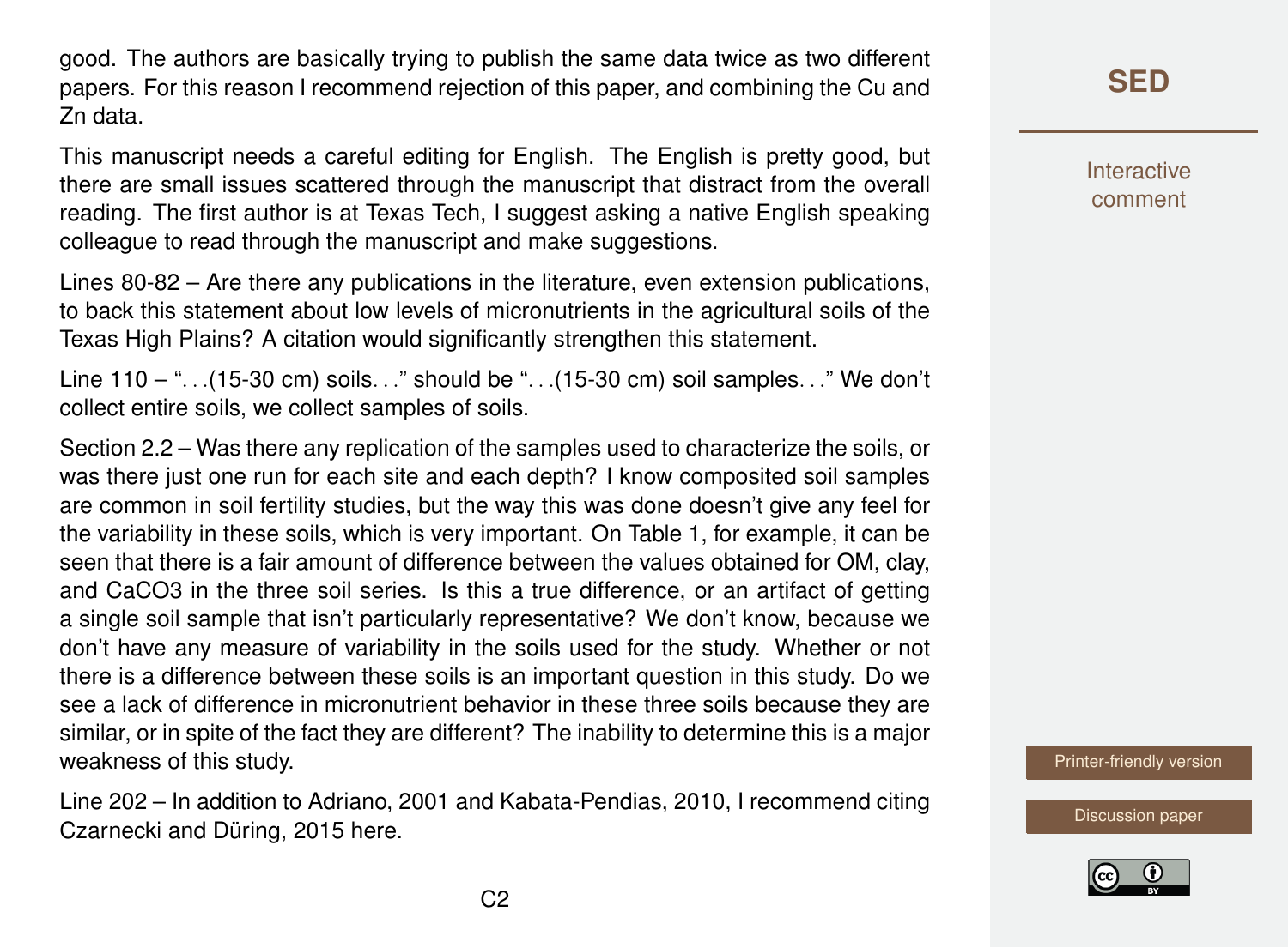good. The authors are basically trying to publish the same data twice as two different papers. For this reason I recommend rejection of this paper, and combining the Cu and Zn data.

This manuscript needs a careful editing for English. The English is pretty good, but there are small issues scattered through the manuscript that distract from the overall reading. The first author is at Texas Tech, I suggest asking a native English speaking colleague to read through the manuscript and make suggestions.

Lines 80-82 – Are there any publications in the literature, even extension publications, to back this statement about low levels of micronutrients in the agricultural soils of the Texas High Plains? A citation would significantly strengthen this statement.

Line 110 – "…(15-30 cm) soils…" should be "…(15-30 cm) soil samples…" We don't collect entire soils, we collect samples of soils.

Section 2.2 – Was there any replication of the samples used to characterize the soils, or was there just one run for each site and each depth? I know composited soil samples are common in soil fertility studies, but the way this was done doesn't give any feel for the variability in these soils, which is very important. On Table 1, for example, it can be seen that there is a fair amount of difference between the values obtained for OM, clay, and $CaCO_3$ in the three soil series. Is this a true difference, or an artifact of getting a single soil sample that isn't particularly representative? We don't know, because we don't have any measure of variability in the soils used for the study. Whether or not there is a difference between these soils is an important question in this study. Do we see a lack of difference in micronutrient behavior in these three soils because they are similar, or in spite of the fact they are different? The inability to determine this is a major weakness of this study.

Line 202 – In addition to Adriano, 2001 and Kabata-Pendias, 2010, I recommend citing Czarnecki and Düring, 2015 here.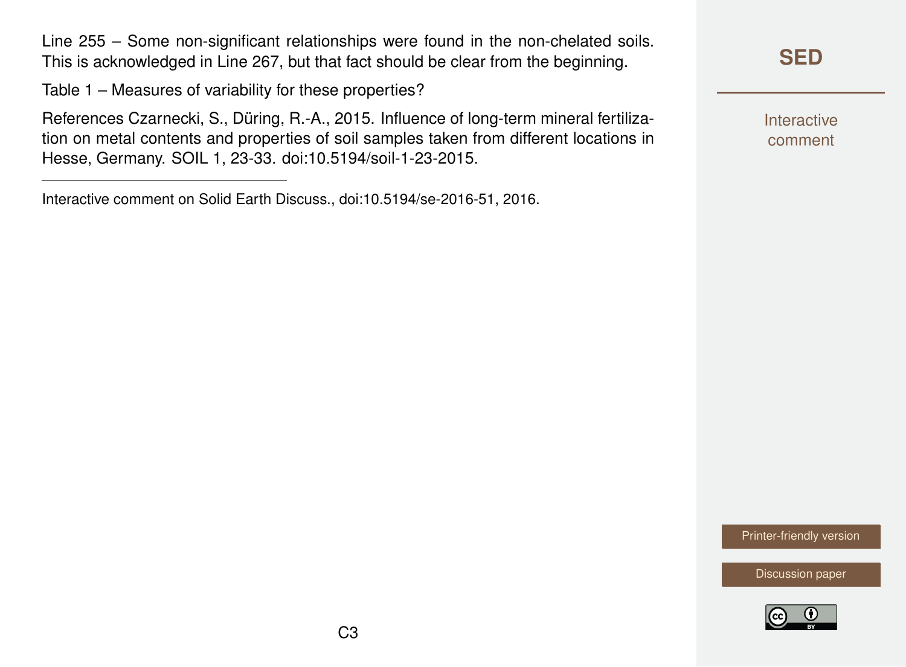Line 255 – Some non-significant relationships were found in the non-chelated soils. This is acknowledged in Line 267, but that fact should be clear from the beginning.

Table 1 – Measures of variability for these properties?

References Czarnecki, S., Düring, R.-A., 2015. Influence of long-term mineral fertilization on metal contents and properties of soil samples taken from different locations in Hesse, Germany. SOIL 1, 23-33. doi:10.5194/soil-1-23-2015.

---

Interactive comment on Solid Earth Discuss., doi:10.5194/se-2016-51, 2016.